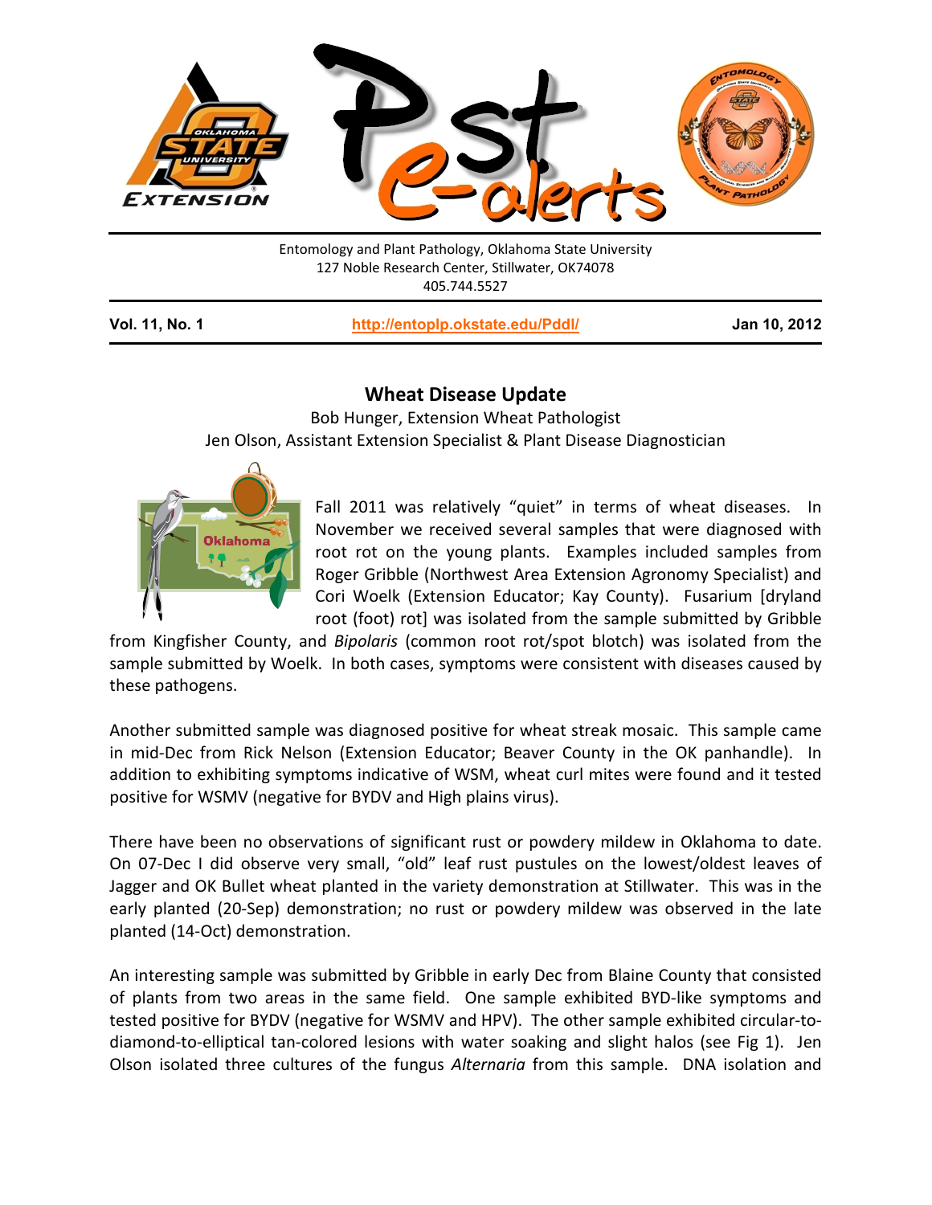Entomology and Plant Pathology, Oklahoma State University
127 Noble Research Center, Stillwater, OK74078
405.744.5527

**Vol. 11, No. 1** | **http://entoplp.okstate.edu/Pddl/** | **Jan 10, 2012**

## Wheat Disease Update

Bob Hunger, Extension Wheat Pathologist
Jen Olson, Assistant Extension Specialist & Plant Disease Diagnostician

Fall 2011 was relatively "quiet" in terms of wheat diseases. In November we received several samples that were diagnosed with root rot on the young plants. Examples included samples from Roger Gribble (Northwest Area Extension Agronomy Specialist) and Cori Woelk (Extension Educator; Kay County). Fusarium [dryland root (foot) rot] was isolated from the sample submitted by Gribble from Kingfisher County, and *Bipolaris* (common root rot/spot blotch) was isolated from the sample submitted by Woelk. In both cases, symptoms were consistent with diseases caused by these pathogens.

Another submitted sample was diagnosed positive for wheat streak mosaic. This sample came in mid-Dec from Rick Nelson (Extension Educator; Beaver County in the OK panhandle). In addition to exhibiting symptoms indicative of WSM, wheat curl mites were found and it tested positive for WSMV (negative for BYDV and High plains virus).

There have been no observations of significant rust or powdery mildew in Oklahoma to date. On 07-Dec I did observe very small, "old" leaf rust pustules on the lowest/oldest leaves of Jagger and OK Bullet wheat planted in the variety demonstration at Stillwater. This was in the early planted (20-Sep) demonstration; no rust or powdery mildew was observed in the late planted (14-Oct) demonstration.

An interesting sample was submitted by Gribble in early Dec from Blaine County that consisted of plants from two areas in the same field. One sample exhibited BYD-like symptoms and tested positive for BYDV (negative for WSMV and HPV). The other sample exhibited circular-to-diamond-to-elliptical tan-colored lesions with water soaking and slight halos (see Fig 1). Jen Olson isolated three cultures of the fungus *Alternaria* from this sample. DNA isolation and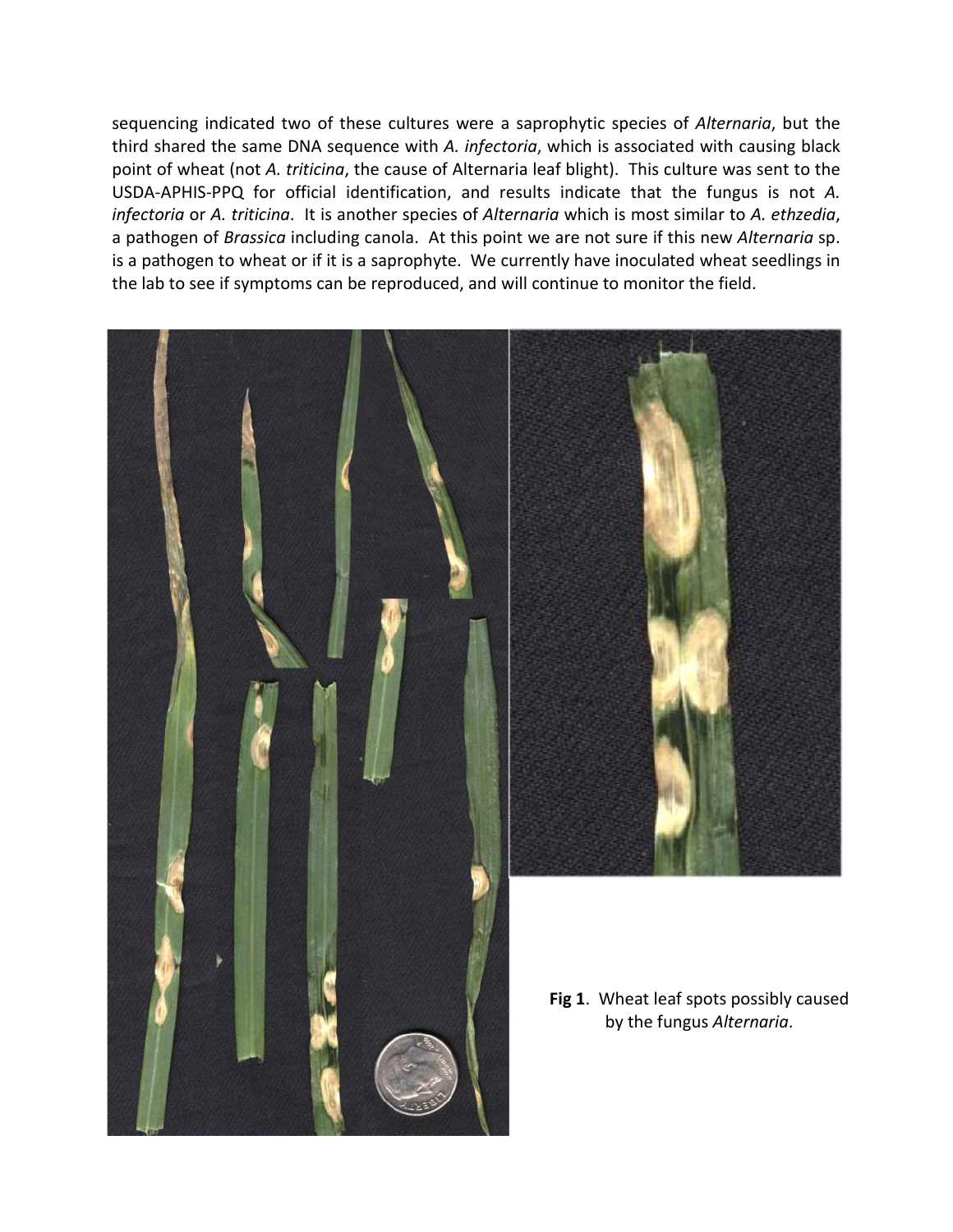sequencing indicated two of these cultures were a saprophytic species of *Alternaria*, but the third shared the same DNA sequence with *A. infectoria*, which is associated with causing black point of wheat (not *A. triticina*, the cause of Alternaria leaf blight). This culture was sent to the USDA-APHIS-PPQ for official identification, and results indicate that the fungus is not *A. infectoria* or *A. triticina*. It is another species of *Alternaria* which is most similar to *A. ethzedia*, a pathogen of *Brassica* including canola. At this point we are not sure if this new *Alternaria* sp. is a pathogen to wheat or if it is a saprophyte. We currently have inoculated wheat seedlings in the lab to see if symptoms can be reproduced, and will continue to monitor the field.

**Fig 1**. Wheat leaf spots possibly caused by the fungus *Alternaria*.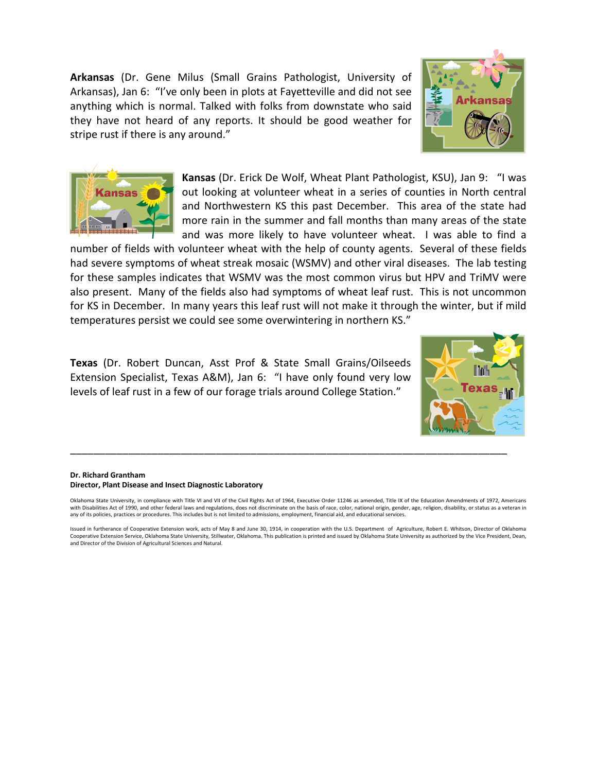**Arkansas** (Dr. Gene Milus (Small Grains Pathologist, University of Arkansas), Jan 6: "I've only been in plots at Fayetteville and did not see anything which is normal. Talked with folks from downstate who said they have not heard of any reports. It should be good weather for stripe rust if there is any around."

**Kansas** (Dr. Erick De Wolf, Wheat Plant Pathologist, KSU), Jan 9: "I was out looking at volunteer wheat in a series of counties in North central and Northwestern KS this past December. This area of the state had more rain in the summer and fall months than many areas of the state and was more likely to have volunteer wheat. I was able to find a number of fields with volunteer wheat with the help of county agents. Several of these fields had severe symptoms of wheat streak mosaic (WSMV) and other viral diseases. The lab testing for these samples indicates that WSMV was the most common virus but HPV and TriMV were also present. Many of the fields also had symptoms of wheat leaf rust. This is not uncommon for KS in December. In many years this leaf rust will not make it through the winter, but if mild temperatures persist we could see some overwintering in northern KS."

**Texas** (Dr. Robert Duncan, Asst Prof & State Small Grains/Oilseeds Extension Specialist, Texas A&M), Jan 6: "I have only found very low levels of leaf rust in a few of our forage trials around College Station."

---

**Dr. Richard Grantham**
**Director, Plant Disease and Insect Diagnostic Laboratory**

Oklahoma State University, in compliance with Title VI and VII of the Civil Rights Act of 1964, Executive Order 11246 as amended, Title IX of the Education Amendments of 1972, Americans with Disabilities Act of 1990, and other federal laws and regulations, does not discriminate on the basis of race, color, national origin, gender, age, religion, disability, or status as a veteran in any of its policies, practices or procedures. This includes but is not limited to admissions, employment, financial aid, and educational services.

Issued in furtherance of Cooperative Extension work, acts of May 8 and June 30, 1914, in cooperation with the U.S. Department of Agriculture, Robert E. Whitson, Director of Oklahoma Cooperative Extension Service, Oklahoma State University, Stillwater, Oklahoma. This publication is printed and issued by Oklahoma State University as authorized by the Vice President, Dean, and Director of the Division of Agricultural Sciences and Natural.